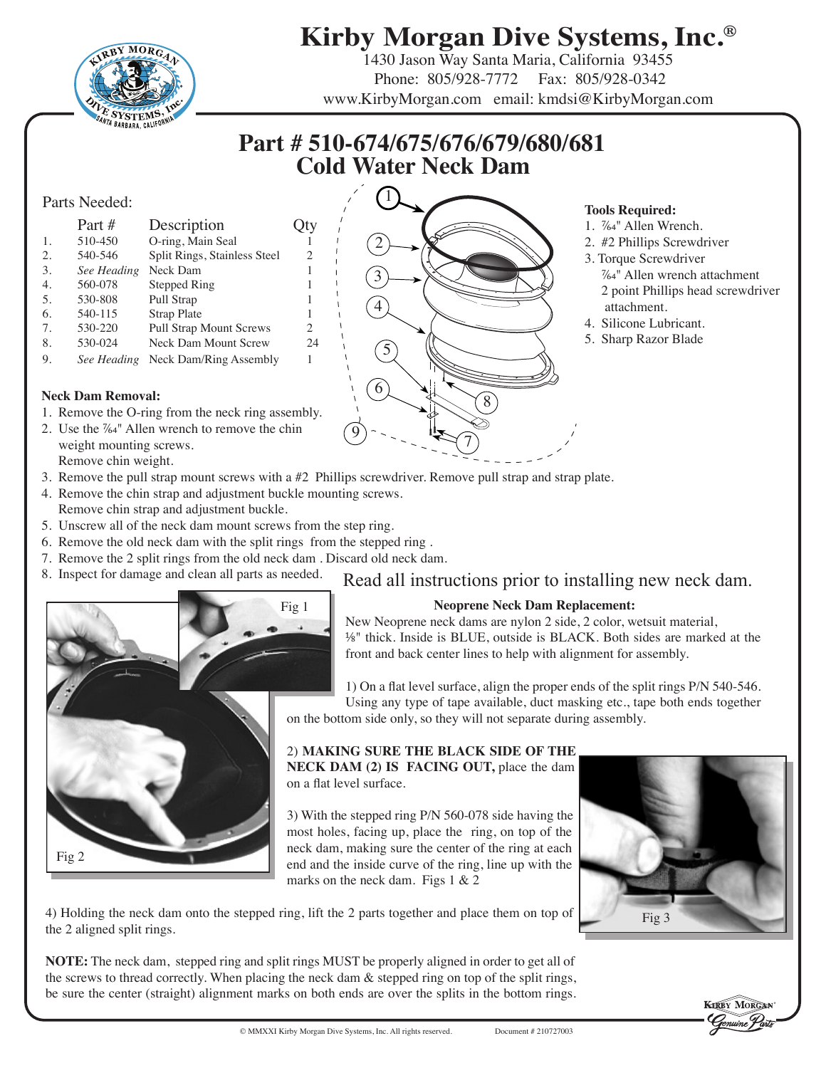# Kirby Morgan Dive Systems, Inc.®

1430 Jason Way Santa Maria, California 93455
Phone: 805/928-7772 Fax: 805/928-0342
www.KirbyMorgan.com email: kmdsi@KirbyMorgan.com

## Part # 510-674/675/676/679/680/681
## Cold Water Neck Dam

Parts Needed:

| | Part # | Description | Qty |
|---|---|---|---|
| 1. | 510-450 | O-ring, Main Seal | 1 |
| 2. | 540-546 | Split Rings, Stainless Steel | 2 |
| 3. | *See Heading* | Neck Dam | 1 |
| 4. | 560-078 | Stepped Ring | 1 |
| 5. | 530-808 | Pull Strap | 1 |
| 6. | 540-115 | Strap Plate | 1 |
| 7. | 530-220 | Pull Strap Mount Screws | 2 |
| 8. | 530-024 | Neck Dam Mount Screw | 24 |
| 9. | *See Heading* | Neck Dam/Ring Assembly | 1 |

**Tools Required:**

1. 7⁄64" Allen Wrench.
2. #2 Phillips Screwdriver
3. Torque Screwdriver
   7⁄64" Allen wrench attachment
   2 point Phillips head screwdriver attachment.
4. Silicone Lubricant.
5. Sharp Razor Blade

**Neck Dam Removal:**

1. Remove the O-ring from the neck ring assembly.
2. Use the 7⁄64" Allen wrench to remove the chin weight mounting screws.
   Remove chin weight.
3. Remove the pull strap mount screws with a #2 Phillips screwdriver. Remove pull strap and strap plate.
4. Remove the chin strap and adjustment buckle mounting screws.
   Remove chin strap and adjustment buckle.
5. Unscrew all of the neck dam mount screws from the step ring.
6. Remove the old neck dam with the split rings from the stepped ring .
7. Remove the 2 split rings from the old neck dam . Discard old neck dam.
8. Inspect for damage and clean all parts as needed.

Read all instructions prior to installing new neck dam.

Fig 1

Fig 2

**Neoprene Neck Dam Replacement:**

New Neoprene neck dams are nylon 2 side, 2 color, wetsuit material, 1⁄8" thick. Inside is BLUE, outside is BLACK. Both sides are marked at the front and back center lines to help with alignment for assembly.

1) On a flat level surface, align the proper ends of the split rings P/N 540-546. Using any type of tape available, duct masking etc., tape both ends together on the bottom side only, so they will not separate during assembly.

2) **MAKING SURE THE BLACK SIDE OF THE NECK DAM (2) IS FACING OUT,** place the dam on a flat level surface.

3) With the stepped ring P/N 560-078 side having the most holes, facing up, place the ring, on top of the neck dam, making sure the center of the ring at each end and the inside curve of the ring, line up with the marks on the neck dam. Figs 1 & 2

Fig 3

4) Holding the neck dam onto the stepped ring, lift the 2 parts together and place them on top of the 2 aligned split rings.

**NOTE:** The neck dam, stepped ring and split rings MUST be properly aligned in order to get all of the screws to thread correctly. When placing the neck dam & stepped ring on top of the split rings, be sure the center (straight) alignment marks on both ends are over the splits in the bottom rings.

© MMXXI Kirby Morgan Dive Systems, Inc. All rights reserved. Document # 210727003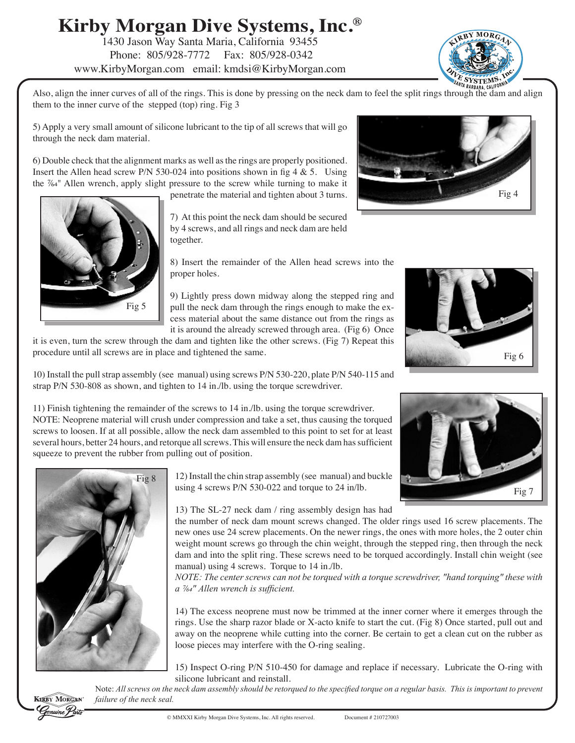Also, align the inner curves of all of the rings. This is done by pressing on the neck dam to feel the split rings through the dam and align them to the inner curve of the stepped (top) ring. Fig 3

5) Apply a very small amount of silicone lubricant to the tip of all screws that will go through the neck dam material.

6) Double check that the alignment marks as well as the rings are properly positioned. Insert the Allen head screw P/N 530-024 into positions shown in fig 4 & 5. Using the 7⁄64" Allen wrench, apply slight pressure to the screw while turning to make it penetrate the material and tighten about 3 turns.

Fig 4

Fig 5

7) At this point the neck dam should be secured by 4 screws, and all rings and neck dam are held together.

8) Insert the remainder of the Allen head screws into the proper holes.

9) Lightly press down midway along the stepped ring and pull the neck dam through the rings enough to make the excess material about the same distance out from the rings as it is around the already screwed through area. (Fig 6) Once it is even, turn the screw through the dam and tighten like the other screws. (Fig 7) Repeat this procedure until all screws are in place and tightened the same.

Fig 6

10) Install the pull strap assembly (see manual) using screws P/N 530-220, plate P/N 540-115 and strap P/N 530-808 as shown, and tighten to 14 in./lb. using the torque screwdriver.

11) Finish tightening the remainder of the screws to 14 in./lb. using the torque screwdriver.
NOTE: Neoprene material will crush under compression and take a set, thus causing the torqued screws to loosen. If at all possible, allow the neck dam assembled to this point to set for at least several hours, better 24 hours, and retorque all screws. This will ensure the neck dam has sufficient squeeze to prevent the rubber from pulling out of position.

Fig 7

Fig 8

12) Install the chin strap assembly (see manual) and buckle using 4 screws P/N 530-022 and torque to 24 in/lb.

13) The SL-27 neck dam / ring assembly design has had the number of neck dam mount screws changed. The older rings used 16 screw placements. The new ones use 24 screw placements. On the newer rings, the ones with more holes, the 2 outer chin weight mount screws go through the chin weight, through the stepped ring, then through the neck dam and into the split ring. These screws need to be torqued accordingly. Install chin weight (see manual) using 4 screws. Torque to 14 in./lb.
*NOTE: The center screws can not be torqued with a torque screwdriver, "hand torquing" these with a 7⁄64" Allen wrench is sufficient.*

14) The excess neoprene must now be trimmed at the inner corner where it emerges through the rings. Use the sharp razor blade or X-acto knife to start the cut. (Fig 8) Once started, pull out and away on the neoprene while cutting into the corner. Be certain to get a clean cut on the rubber as loose pieces may interfere with the O-ring sealing.

15) Inspect O-ring P/N 510-450 for damage and replace if necessary. Lubricate the O-ring with silicone lubricant and reinstall.

Note: *All screws on the neck dam assembly should be retorqued to the specified torque on a regular basis. This is important to prevent failure of the neck seal.*

© MMXXI Kirby Morgan Dive Systems, Inc. All rights reserved. Document # 210727003